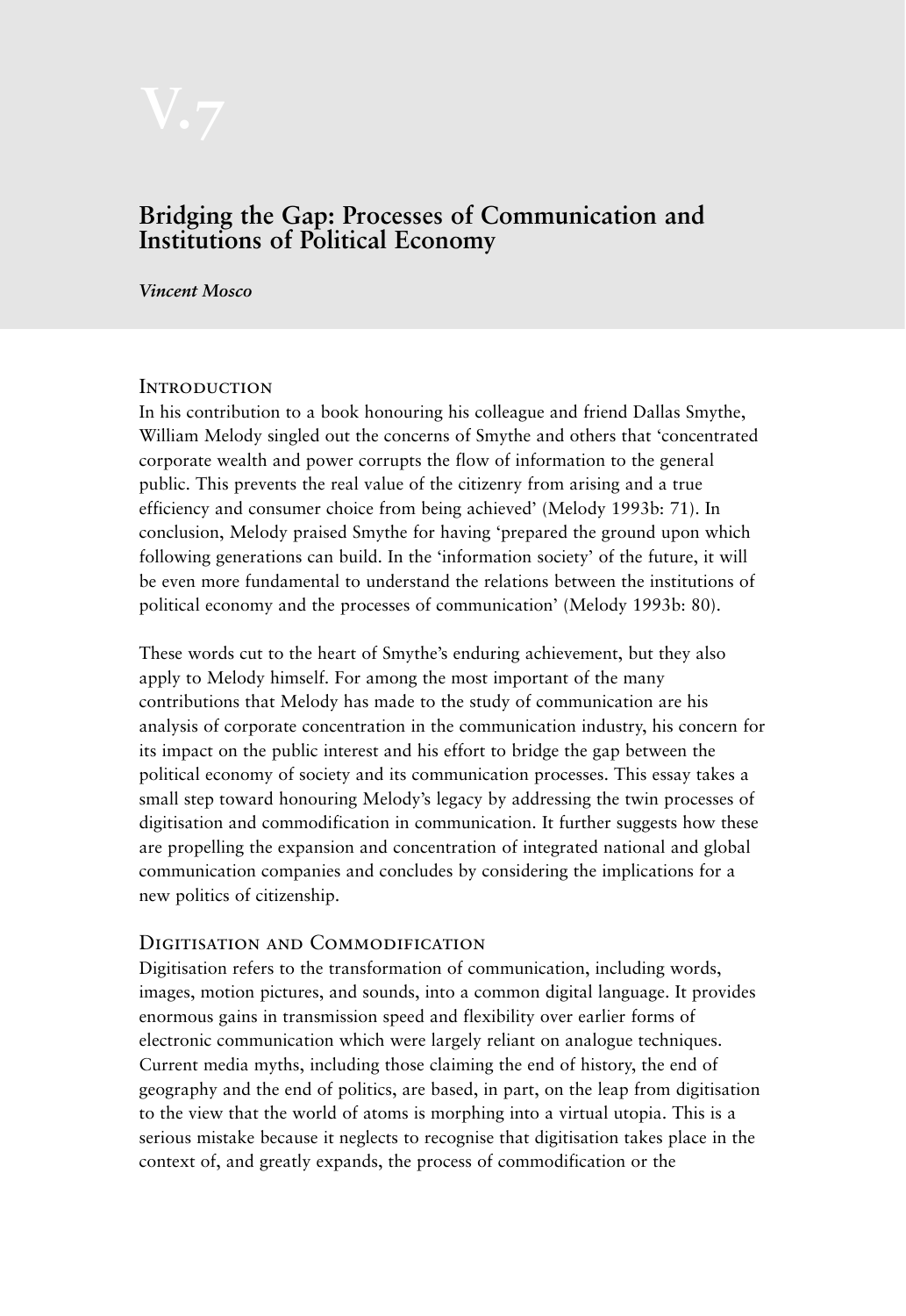# V.7

## Bridging the Gap: Processes of Communication and Institutions of Political Economy

*Vincent Mosco*

### Introduction

In his contribution to a book honouring his colleague and friend Dallas Smythe, William Melody singled out the concerns of Smythe and others that 'concentrated corporate wealth and power corrupts the flow of information to the general public. This prevents the real value of the citizenry from arising and a true efficiency and consumer choice from being achieved' (Melody 1993b: 71). In conclusion, Melody praised Smythe for having 'prepared the ground upon which following generations can build. In the 'information society' of the future, it will be even more fundamental to understand the relations between the institutions of political economy and the processes of communication' (Melody 1993b: 80).

These words cut to the heart of Smythe's enduring achievement, but they also apply to Melody himself. For among the most important of the many contributions that Melody has made to the study of communication are his analysis of corporate concentration in the communication industry, his concern for its impact on the public interest and his effort to bridge the gap between the political economy of society and its communication processes. This essay takes a small step toward honouring Melody's legacy by addressing the twin processes of digitisation and commodification in communication. It further suggests how these are propelling the expansion and concentration of integrated national and global communication companies and concludes by considering the implications for a new politics of citizenship.

### Digitisation and Commodification

Digitisation refers to the transformation of communication, including words, images, motion pictures, and sounds, into a common digital language. It provides enormous gains in transmission speed and flexibility over earlier forms of electronic communication which were largely reliant on analogue techniques. Current media myths, including those claiming the end of history, the end of geography and the end of politics, are based, in part, on the leap from digitisation to the view that the world of atoms is morphing into a virtual utopia. This is a serious mistake because it neglects to recognise that digitisation takes place in the context of, and greatly expands, the process of commodification or the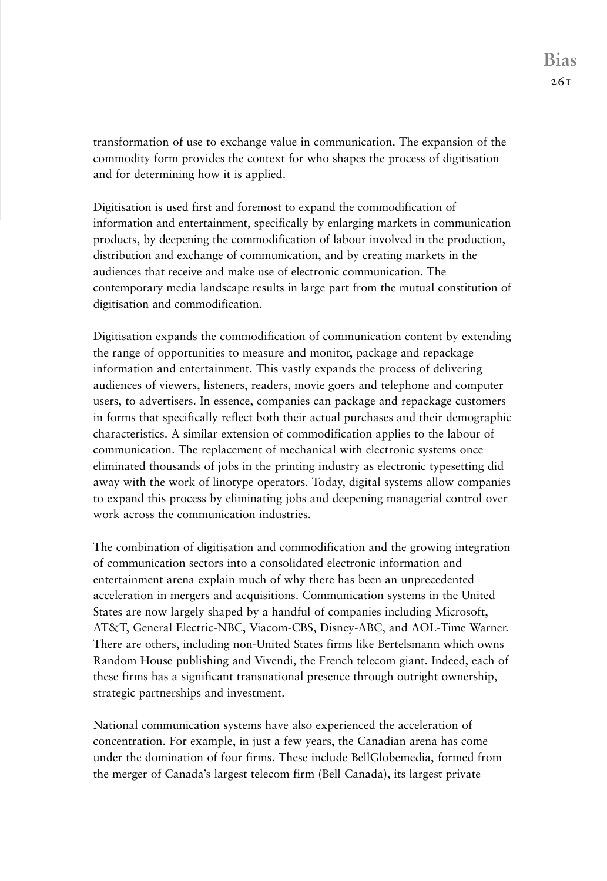transformation of use to exchange value in communication. The expansion of the commodity form provides the context for who shapes the process of digitisation and for determining how it is applied.

Digitisation is used first and foremost to expand the commodification of information and entertainment, specifically by enlarging markets in communication products, by deepening the commodification of labour involved in the production, distribution and exchange of communication, and by creating markets in the audiences that receive and make use of electronic communication. The contemporary media landscape results in large part from the mutual constitution of digitisation and commodification.

Digitisation expands the commodification of communication content by extending the range of opportunities to measure and monitor, package and repackage information and entertainment. This vastly expands the process of delivering audiences of viewers, listeners, readers, movie goers and telephone and computer users, to advertisers. In essence, companies can package and repackage customers in forms that specifically reflect both their actual purchases and their demographic characteristics. A similar extension of commodification applies to the labour of communication. The replacement of mechanical with electronic systems once eliminated thousands of jobs in the printing industry as electronic typesetting did away with the work of linotype operators. Today, digital systems allow companies to expand this process by eliminating jobs and deepening managerial control over work across the communication industries.

The combination of digitisation and commodification and the growing integration of communication sectors into a consolidated electronic information and entertainment arena explain much of why there has been an unprecedented acceleration in mergers and acquisitions. Communication systems in the United States are now largely shaped by a handful of companies including Microsoft, AT&T, General Electric-NBC, Viacom-CBS, Disney-ABC, and AOL-Time Warner. There are others, including non-United States firms like Bertelsmann which owns Random House publishing and Vivendi, the French telecom giant. Indeed, each of these firms has a significant transnational presence through outright ownership, strategic partnerships and investment.

National communication systems have also experienced the acceleration of concentration. For example, in just a few years, the Canadian arena has come under the domination of four firms. These include BellGlobemedia, formed from the merger of Canada's largest telecom firm (Bell Canada), its largest private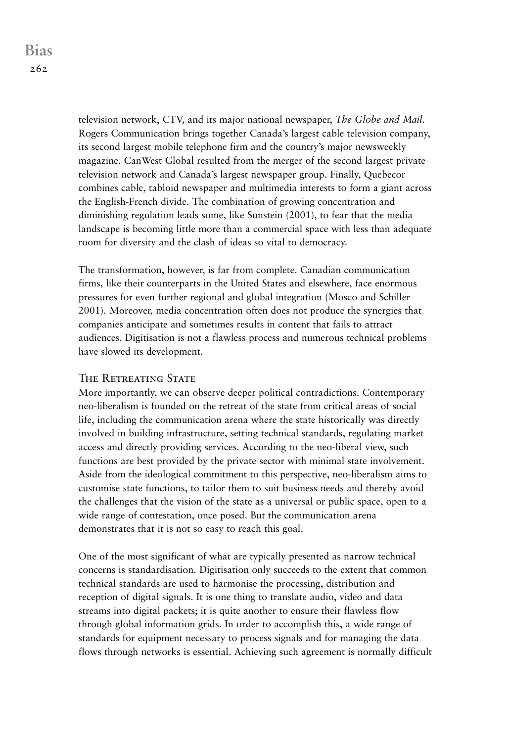television network, CTV, and its major national newspaper, *The Globe and Mail*. Rogers Communication brings together Canada's largest cable television company, its second largest mobile telephone firm and the country's major newsweekly magazine. CanWest Global resulted from the merger of the second largest private television network and Canada's largest newspaper group. Finally, Quebecor combines cable, tabloid newspaper and multimedia interests to form a giant across the English-French divide. The combination of growing concentration and diminishing regulation leads some, like Sunstein (2001), to fear that the media landscape is becoming little more than a commercial space with less than adequate room for diversity and the clash of ideas so vital to democracy.

The transformation, however, is far from complete. Canadian communication firms, like their counterparts in the United States and elsewhere, face enormous pressures for even further regional and global integration (Mosco and Schiller 2001). Moreover, media concentration often does not produce the synergies that companies anticipate and sometimes results in content that fails to attract audiences. Digitisation is not a flawless process and numerous technical problems have slowed its development.

## The Retreating State

More importantly, we can observe deeper political contradictions. Contemporary neo-liberalism is founded on the retreat of the state from critical areas of social life, including the communication arena where the state historically was directly involved in building infrastructure, setting technical standards, regulating market access and directly providing services. According to the neo-liberal view, such functions are best provided by the private sector with minimal state involvement. Aside from the ideological commitment to this perspective, neo-liberalism aims to customise state functions, to tailor them to suit business needs and thereby avoid the challenges that the vision of the state as a universal or public space, open to a wide range of contestation, once posed. But the communication arena demonstrates that it is not so easy to reach this goal.

One of the most significant of what are typically presented as narrow technical concerns is standardisation. Digitisation only succeeds to the extent that common technical standards are used to harmonise the processing, distribution and reception of digital signals. It is one thing to translate audio, video and data streams into digital packets; it is quite another to ensure their flawless flow through global information grids. In order to accomplish this, a wide range of standards for equipment necessary to process signals and for managing the data flows through networks is essential. Achieving such agreement is normally difficult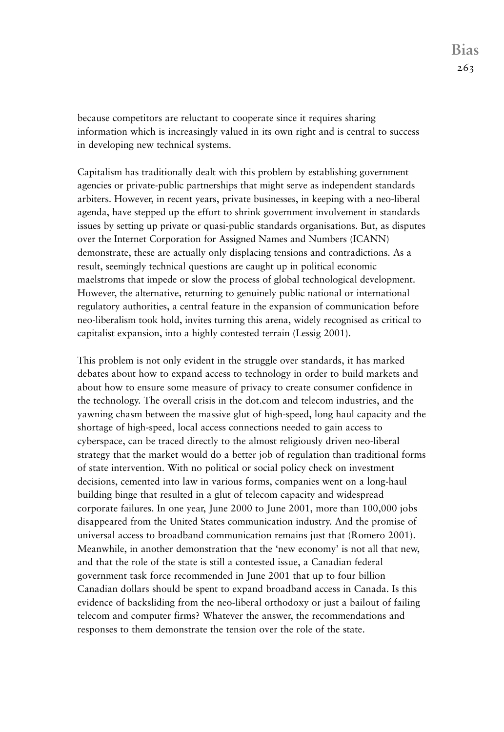because competitors are reluctant to cooperate since it requires sharing information which is increasingly valued in its own right and is central to success in developing new technical systems.

Capitalism has traditionally dealt with this problem by establishing government agencies or private-public partnerships that might serve as independent standards arbiters. However, in recent years, private businesses, in keeping with a neo-liberal agenda, have stepped up the effort to shrink government involvement in standards issues by setting up private or quasi-public standards organisations. But, as disputes over the Internet Corporation for Assigned Names and Numbers (ICANN) demonstrate, these are actually only displacing tensions and contradictions. As a result, seemingly technical questions are caught up in political economic maelstroms that impede or slow the process of global technological development. However, the alternative, returning to genuinely public national or international regulatory authorities, a central feature in the expansion of communication before neo-liberalism took hold, invites turning this arena, widely recognised as critical to capitalist expansion, into a highly contested terrain (Lessig 2001).

This problem is not only evident in the struggle over standards, it has marked debates about how to expand access to technology in order to build markets and about how to ensure some measure of privacy to create consumer confidence in the technology. The overall crisis in the dot.com and telecom industries, and the yawning chasm between the massive glut of high-speed, long haul capacity and the shortage of high-speed, local access connections needed to gain access to cyberspace, can be traced directly to the almost religiously driven neo-liberal strategy that the market would do a better job of regulation than traditional forms of state intervention. With no political or social policy check on investment decisions, cemented into law in various forms, companies went on a long-haul building binge that resulted in a glut of telecom capacity and widespread corporate failures. In one year, June 2000 to June 2001, more than 100,000 jobs disappeared from the United States communication industry. And the promise of universal access to broadband communication remains just that (Romero 2001). Meanwhile, in another demonstration that the 'new economy' is not all that new, and that the role of the state is still a contested issue, a Canadian federal government task force recommended in June 2001 that up to four billion Canadian dollars should be spent to expand broadband access in Canada. Is this evidence of backsliding from the neo-liberal orthodoxy or just a bailout of failing telecom and computer firms? Whatever the answer, the recommendations and responses to them demonstrate the tension over the role of the state.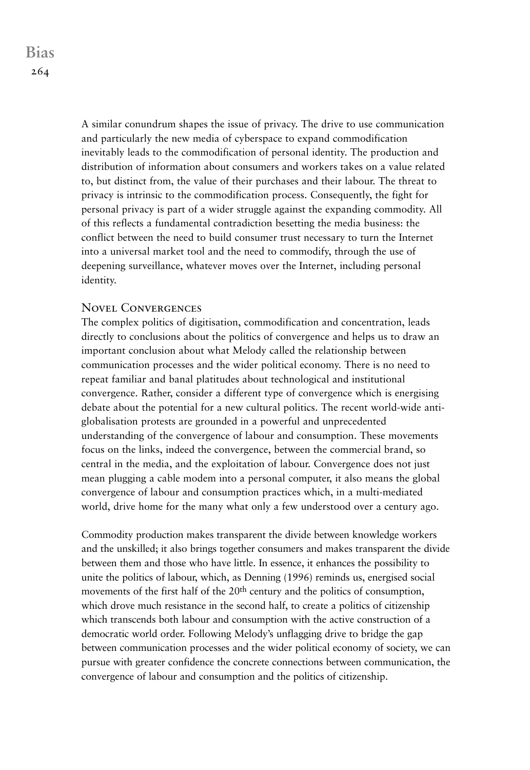A similar conundrum shapes the issue of privacy. The drive to use communication and particularly the new media of cyberspace to expand commodification inevitably leads to the commodification of personal identity. The production and distribution of information about consumers and workers takes on a value related to, but distinct from, the value of their purchases and their labour. The threat to privacy is intrinsic to the commodification process. Consequently, the fight for personal privacy is part of a wider struggle against the expanding commodity. All of this reflects a fundamental contradiction besetting the media business: the conflict between the need to build consumer trust necessary to turn the Internet into a universal market tool and the need to commodify, through the use of deepening surveillance, whatever moves over the Internet, including personal identity.

## Novel Convergences

The complex politics of digitisation, commodification and concentration, leads directly to conclusions about the politics of convergence and helps us to draw an important conclusion about what Melody called the relationship between communication processes and the wider political economy. There is no need to repeat familiar and banal platitudes about technological and institutional convergence. Rather, consider a different type of convergence which is energising debate about the potential for a new cultural politics. The recent world-wide anti-globalisation protests are grounded in a powerful and unprecedented understanding of the convergence of labour and consumption. These movements focus on the links, indeed the convergence, between the commercial brand, so central in the media, and the exploitation of labour. Convergence does not just mean plugging a cable modem into a personal computer, it also means the global convergence of labour and consumption practices which, in a multi-mediated world, drive home for the many what only a few understood over a century ago.

Commodity production makes transparent the divide between knowledge workers and the unskilled; it also brings together consumers and makes transparent the divide between them and those who have little. In essence, it enhances the possibility to unite the politics of labour, which, as Denning (1996) reminds us, energised social movements of the first half of the 20th century and the politics of consumption, which drove much resistance in the second half, to create a politics of citizenship which transcends both labour and consumption with the active construction of a democratic world order. Following Melody's unflagging drive to bridge the gap between communication processes and the wider political economy of society, we can pursue with greater confidence the concrete connections between communication, the convergence of labour and consumption and the politics of citizenship.